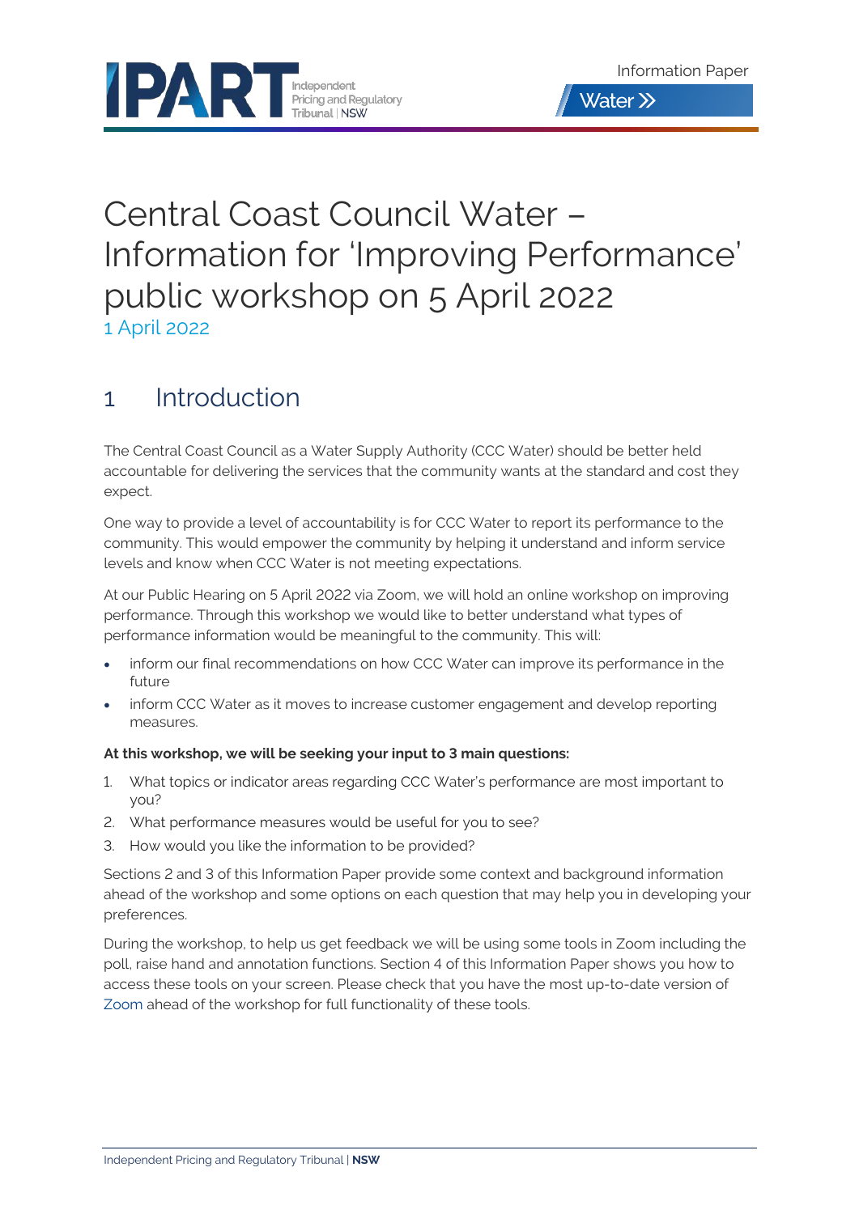Information Paper

Water

# Central Coast Council Water – Information for 'Improving Performance' public workshop on 5 April 2022

1 April 2022

## 1 Introduction

The Central Coast Council as a Water Supply Authority (CCC Water) should be better held accountable for delivering the services that the community wants at the standard and cost they expect.

One way to provide a level of accountability is for CCC Water to report its performance to the community. This would empower the community by helping it understand and inform service levels and know when CCC Water is not meeting expectations.

At our Public Hearing on 5 April 2022 via Zoom, we will hold an online workshop on improving performance. Through this workshop we would like to better understand what types of performance information would be meaningful to the community. This will:

- inform our final recommendations on how CCC Water can improve its performance in the future
- inform CCC Water as it moves to increase customer engagement and develop reporting measures.

**At this workshop, we will be seeking your input to 3 main questions:**

1. What topics or indicator areas regarding CCC Water's performance are most important to you?
2. What performance measures would be useful for you to see?
3. How would you like the information to be provided?

Sections 2 and 3 of this Information Paper provide some context and background information ahead of the workshop and some options on each question that may help you in developing your preferences.

During the workshop, to help us get feedback we will be using some tools in Zoom including the poll, raise hand and annotation functions. Section 4 of this Information Paper shows you how to access these tools on your screen. Please check that you have the most up-to-date version of Zoom ahead of the workshop for full functionality of these tools.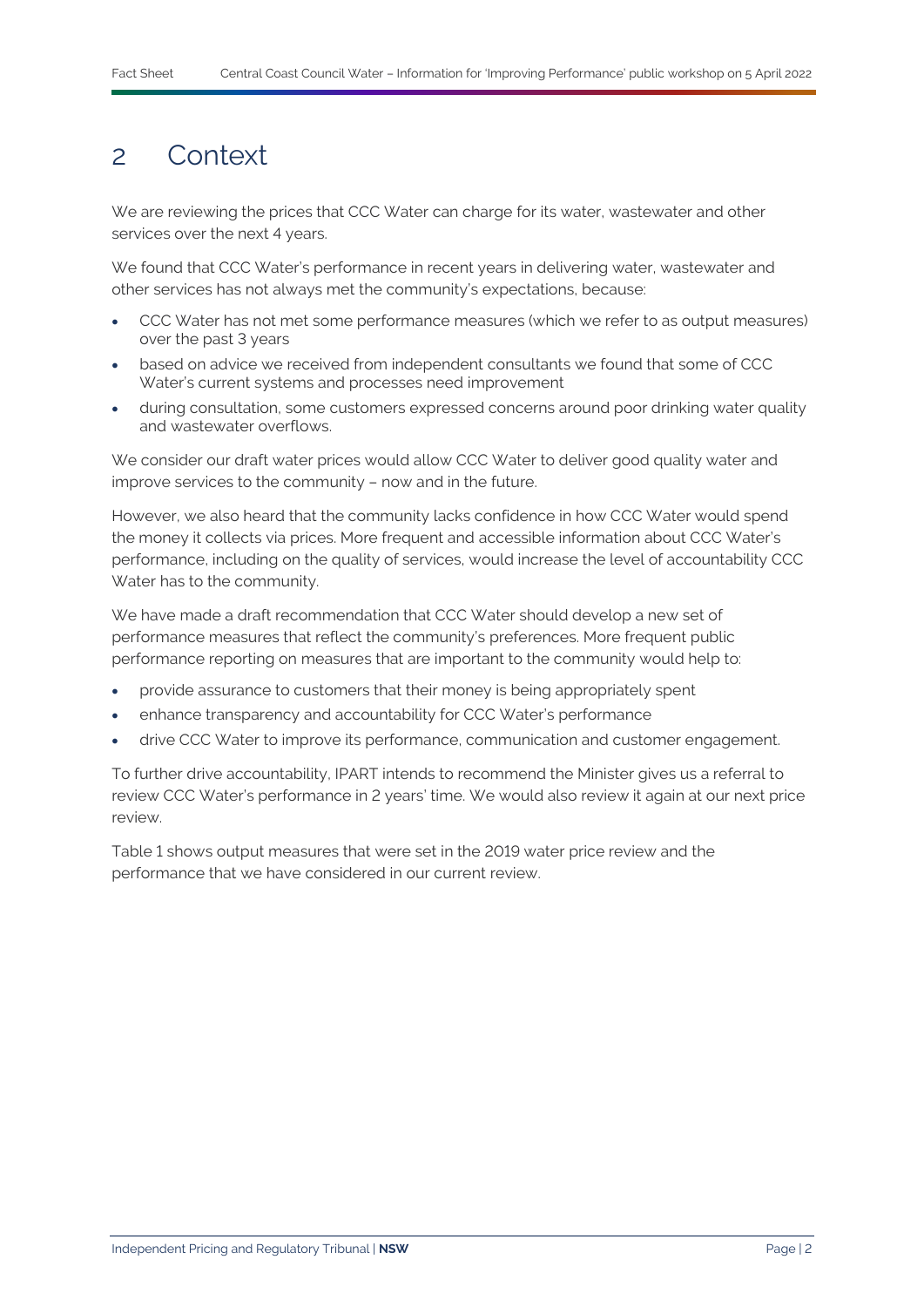# 2 Context

We are reviewing the prices that CCC Water can charge for its water, wastewater and other services over the next 4 years.

We found that CCC Water's performance in recent years in delivering water, wastewater and other services has not always met the community's expectations, because:

- CCC Water has not met some performance measures (which we refer to as output measures) over the past 3 years
- based on advice we received from independent consultants we found that some of CCC Water's current systems and processes need improvement
- during consultation, some customers expressed concerns around poor drinking water quality and wastewater overflows.

We consider our draft water prices would allow CCC Water to deliver good quality water and improve services to the community – now and in the future.

However, we also heard that the community lacks confidence in how CCC Water would spend the money it collects via prices. More frequent and accessible information about CCC Water's performance, including on the quality of services, would increase the level of accountability CCC Water has to the community.

We have made a draft recommendation that CCC Water should develop a new set of performance measures that reflect the community's preferences. More frequent public performance reporting on measures that are important to the community would help to:

- provide assurance to customers that their money is being appropriately spent
- enhance transparency and accountability for CCC Water's performance
- drive CCC Water to improve its performance, communication and customer engagement.

To further drive accountability, IPART intends to recommend the Minister gives us a referral to review CCC Water's performance in 2 years' time. We would also review it again at our next price review.

Table 1 shows output measures that were set in the 2019 water price review and the performance that we have considered in our current review.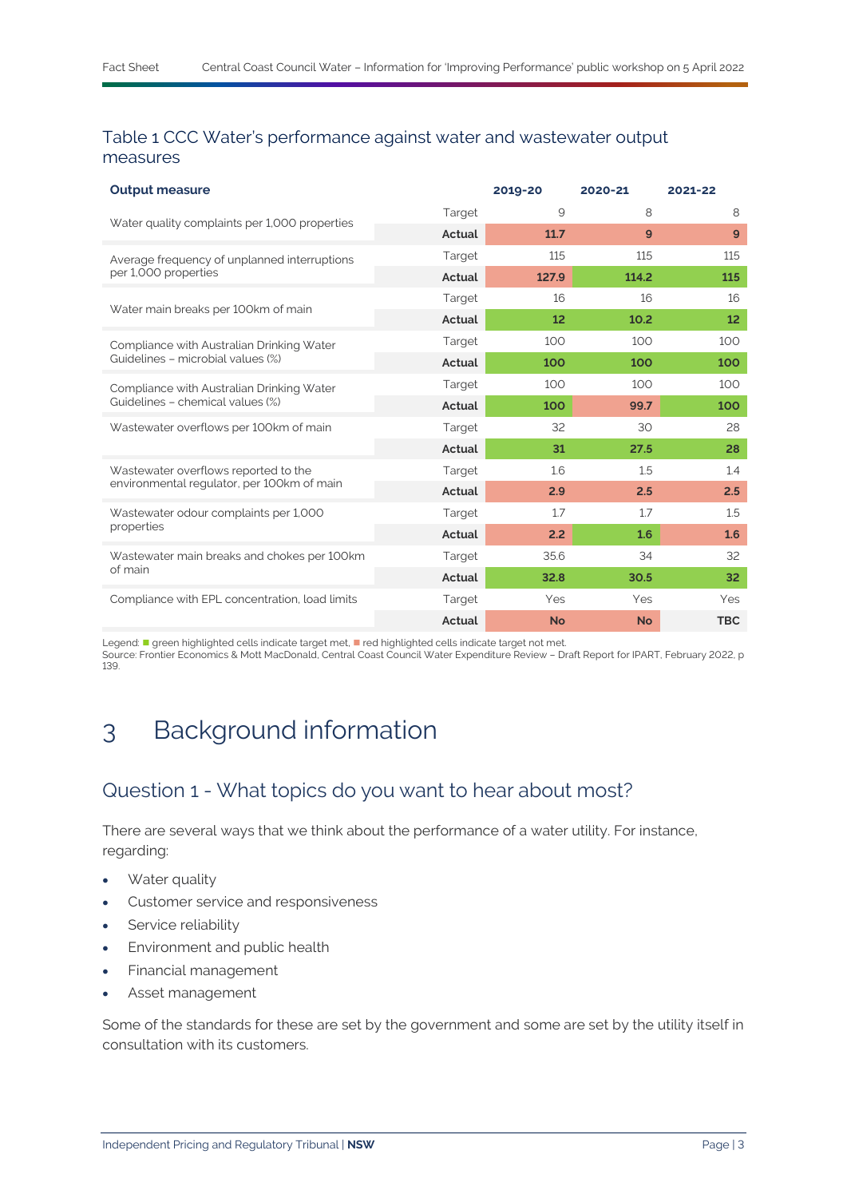## Table 1 CCC Water's performance against water and wastewater output measures

| Output measure | | 2019-20 | 2020-21 | 2021-22 |
|---|---|---|---|---|
| Water quality complaints per 1,000 properties | Target | 9 | 8 | 8 |
| | **Actual** | **11.7** | **9** | **9** |
| Average frequency of unplanned interruptions per 1,000 properties | Target | 115 | 115 | 115 |
| | **Actual** | **127.9** | **114.2** | **115** |
| Water main breaks per 100km of main | Target | 16 | 16 | 16 |
| | **Actual** | **12** | **10.2** | **12** |
| Compliance with Australian Drinking Water Guidelines – microbial values (%) | Target | 100 | 100 | 100 |
| | **Actual** | **100** | **100** | **100** |
| Compliance with Australian Drinking Water Guidelines – chemical values (%) | Target | 100 | 100 | 100 |
| | **Actual** | **100** | **99.7** | **100** |
| Wastewater overflows per 100km of main | Target | 32 | 30 | 28 |
| | **Actual** | **31** | **27.5** | **28** |
| Wastewater overflows reported to the environmental regulator, per 100km of main | Target | 1.6 | 1.5 | 1.4 |
| | **Actual** | **2.9** | **2.5** | **2.5** |
| Wastewater odour complaints per 1,000 properties | Target | 1.7 | 1.7 | 1.5 |
| | **Actual** | **2.2** | **1.6** | **1.6** |
| Wastewater main breaks and chokes per 100km of main | Target | 35.6 | 34 | 32 |
| | **Actual** | **32.8** | **30.5** | **32** |
| Compliance with EPL concentration, load limits | Target | Yes | Yes | Yes |
| | **Actual** | **No** | **No** | **TBC** |

Legend: green highlighted cells indicate target met, red highlighted cells indicate target not met.
Source: Frontier Economics & Mott MacDonald, Central Coast Council Water Expenditure Review – Draft Report for IPART, February 2022, p 139.

# 3 Background information

## Question 1 - What topics do you want to hear about most?

There are several ways that we think about the performance of a water utility. For instance, regarding:

- Water quality
- Customer service and responsiveness
- Service reliability
- Environment and public health
- Financial management
- Asset management

Some of the standards for these are set by the government and some are set by the utility itself in consultation with its customers.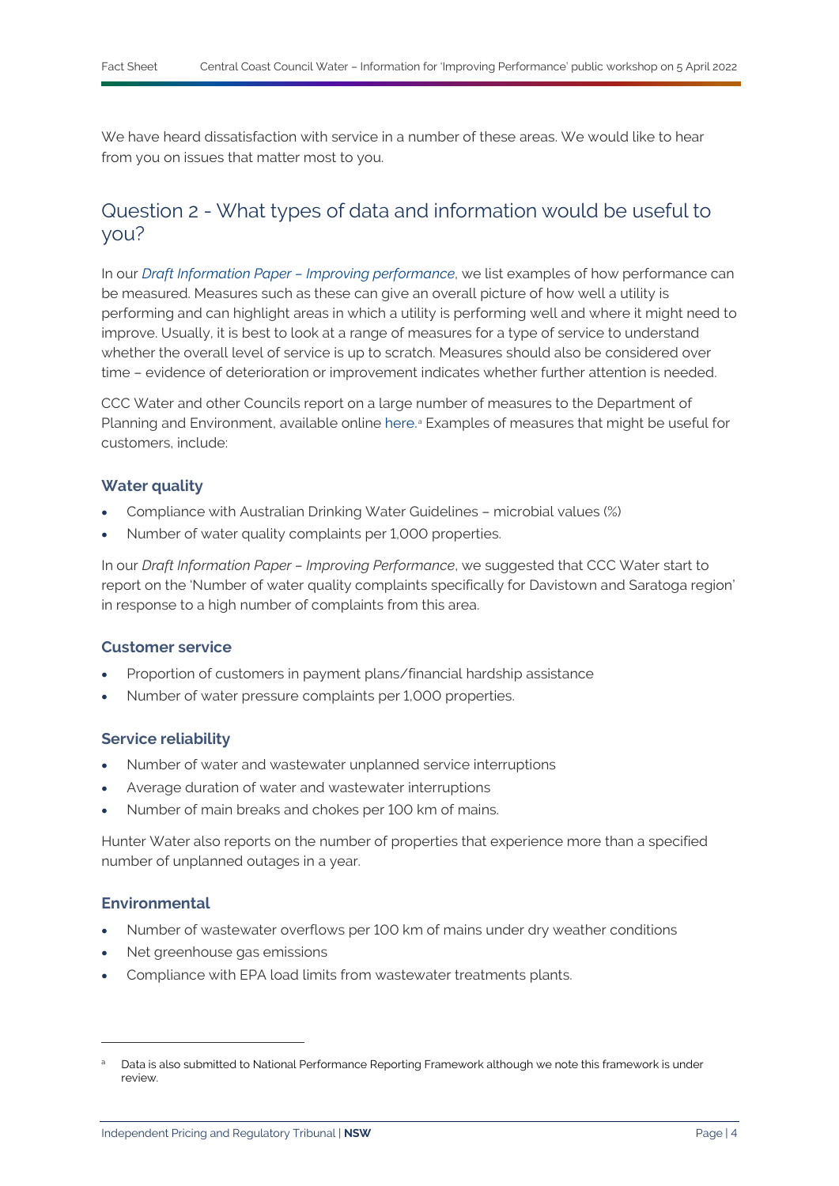We have heard dissatisfaction with service in a number of these areas. We would like to hear from you on issues that matter most to you.

## Question 2 - What types of data and information would be useful to you?

In our *Draft Information Paper – Improving performance*, we list examples of how performance can be measured. Measures such as these can give an overall picture of how well a utility is performing and can highlight areas in which a utility is performing well and where it might need to improve. Usually, it is best to look at a range of measures for a type of service to understand whether the overall level of service is up to scratch. Measures should also be considered over time – evidence of deterioration or improvement indicates whether further attention is needed.

CCC Water and other Councils report on a large number of measures to the Department of Planning and Environment, available online here.[a] Examples of measures that might be useful for customers, include:

### Water quality

- Compliance with Australian Drinking Water Guidelines – microbial values (%)
- Number of water quality complaints per 1,000 properties.

In our *Draft Information Paper – Improving Performance*, we suggested that CCC Water start to report on the 'Number of water quality complaints specifically for Davistown and Saratoga region' in response to a high number of complaints from this area.

### Customer service

- Proportion of customers in payment plans/financial hardship assistance
- Number of water pressure complaints per 1,000 properties.

### Service reliability

- Number of water and wastewater unplanned service interruptions
- Average duration of water and wastewater interruptions
- Number of main breaks and chokes per 100 km of mains.

Hunter Water also reports on the number of properties that experience more than a specified number of unplanned outages in a year.

### Environmental

- Number of wastewater overflows per 100 km of mains under dry weather conditions
- Net greenhouse gas emissions
- Compliance with EPA load limits from wastewater treatments plants.

---

[a] Data is also submitted to National Performance Reporting Framework although we note this framework is under review.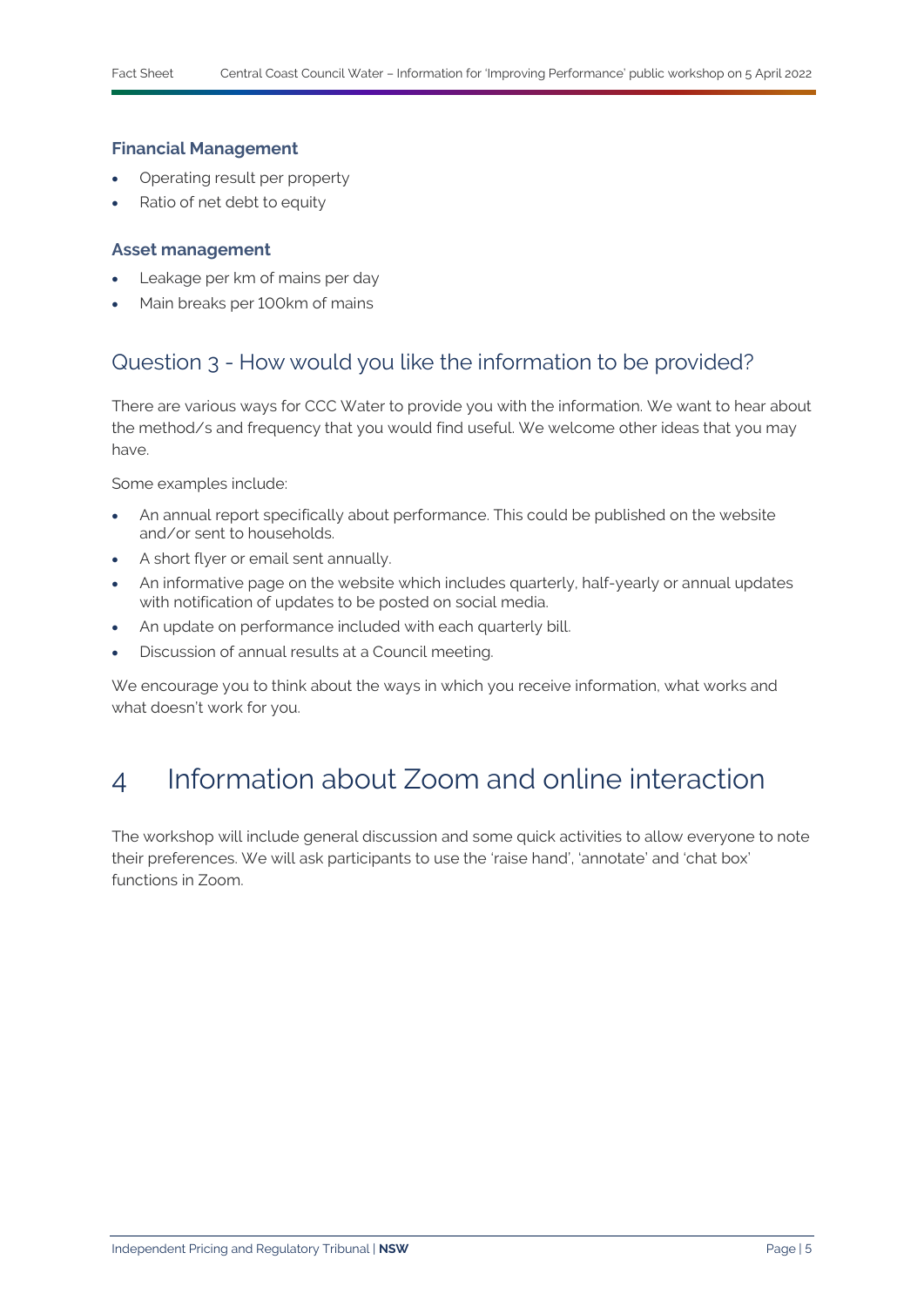### Financial Management

- Operating result per property
- Ratio of net debt to equity

### Asset management

- Leakage per km of mains per day
- Main breaks per 100km of mains

## Question 3 - How would you like the information to be provided?

There are various ways for CCC Water to provide you with the information. We want to hear about the method/s and frequency that you would find useful. We welcome other ideas that you may have.

Some examples include:

- An annual report specifically about performance. This could be published on the website and/or sent to households.
- A short flyer or email sent annually.
- An informative page on the website which includes quarterly, half-yearly or annual updates with notification of updates to be posted on social media.
- An update on performance included with each quarterly bill.
- Discussion of annual results at a Council meeting.

We encourage you to think about the ways in which you receive information, what works and what doesn't work for you.

# 4 Information about Zoom and online interaction

The workshop will include general discussion and some quick activities to allow everyone to note their preferences. We will ask participants to use the 'raise hand', 'annotate' and 'chat box' functions in Zoom.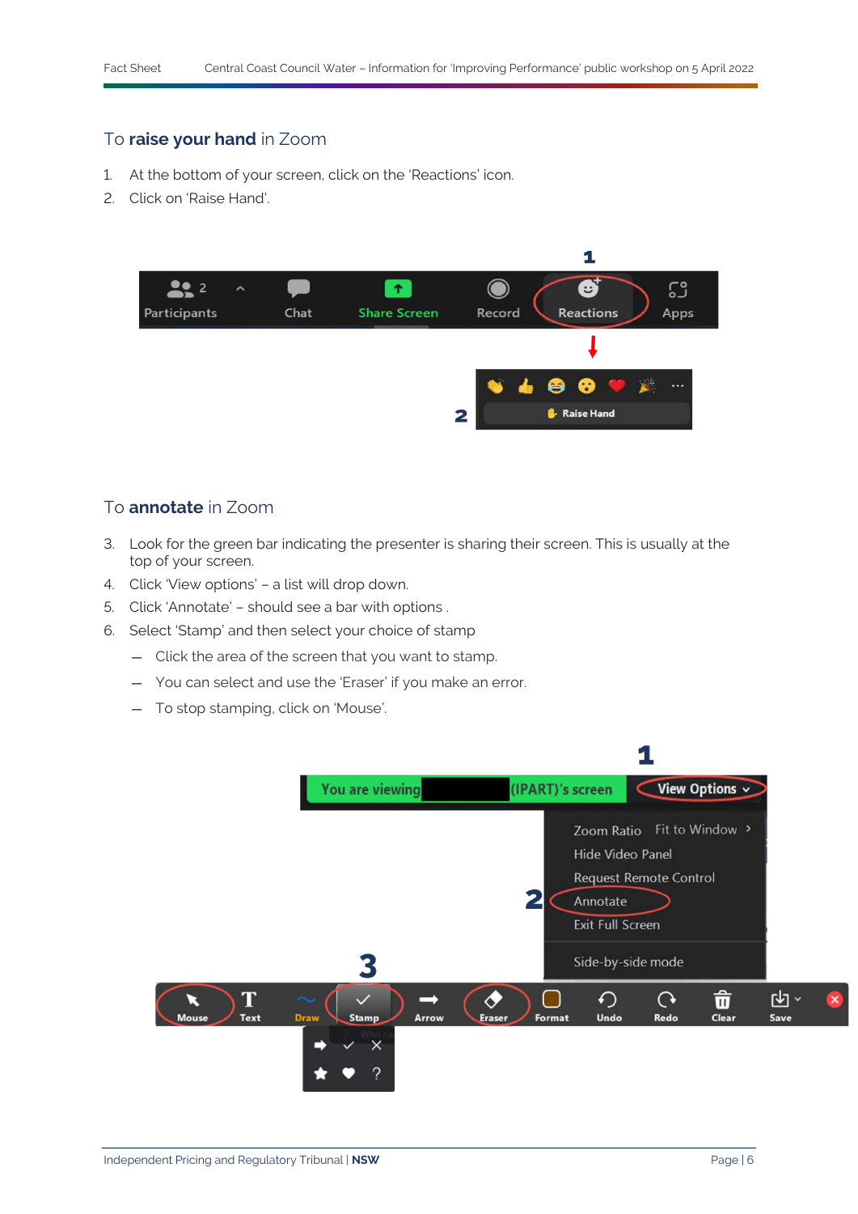## To **raise your hand** in Zoom

1. At the bottom of your screen, click on the 'Reactions' icon.
2. Click on 'Raise Hand'.

## To **annotate** in Zoom

3. Look for the green bar indicating the presenter is sharing their screen. This is usually at the top of your screen.
4. Click 'View options' – a list will drop down.
5. Click 'Annotate' – should see a bar with options .
6. Select 'Stamp' and then select your choice of stamp
   - Click the area of the screen that you want to stamp.
   - You can select and use the 'Eraser' if you make an error.
   - To stop stamping, click on 'Mouse'.